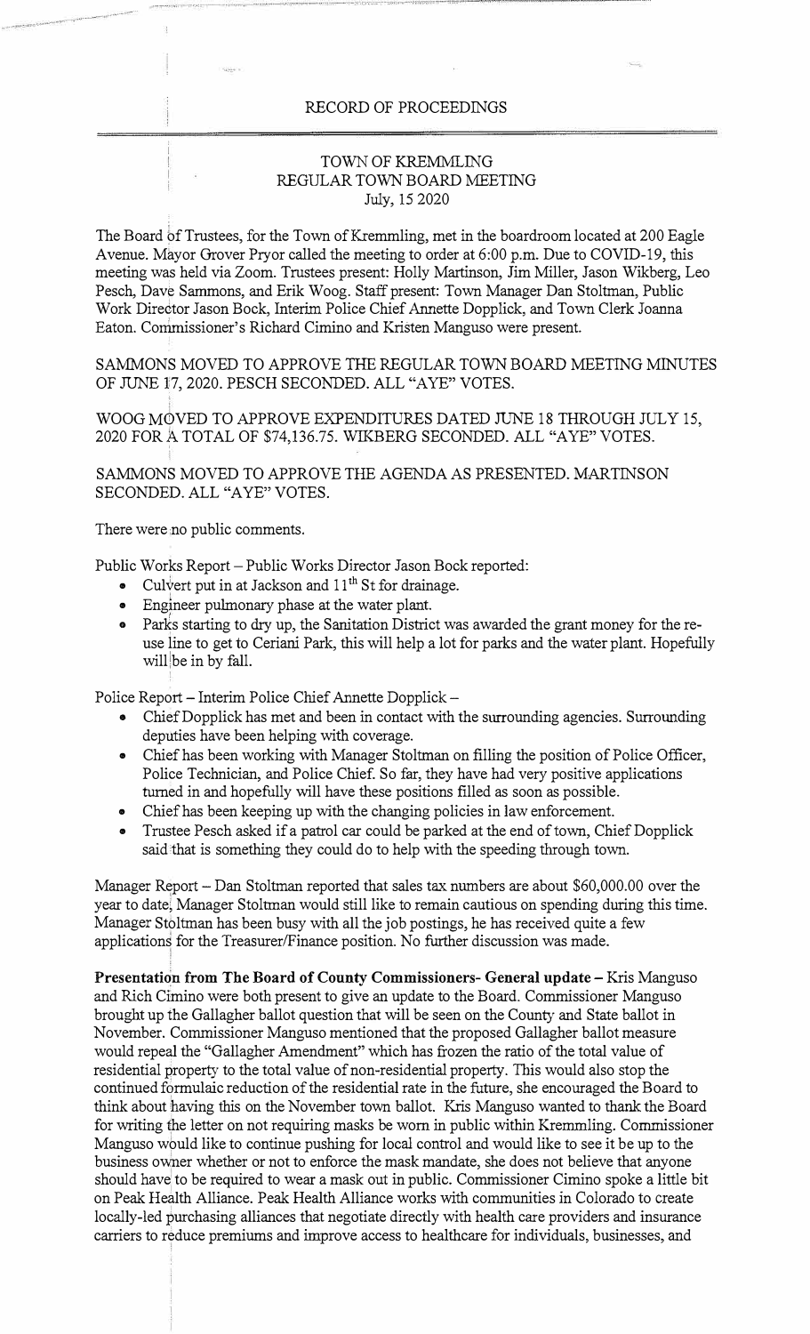RECORD OF PROCEEDINGS

TOWN OF KREMMLING
REGULAR TOWN BOARD MEETING
July, 15 2020

The Board of Trustees, for the Town of Kremmling, met in the boardroom located at 200 Eagle Avenue. Mayor Grover Pryor called the meeting to order at 6:00 p.m. Due to COVID-19, this meeting was held via Zoom. Trustees present: Holly Martinson, Jim Miller, Jason Wikberg, Leo Pesch, Dave Sammons, and Erik Woog. Staff present: Town Manager Dan Stoltman, Public Work Director Jason Bock, Interim Police Chief Annette Dopplick, and Town Clerk Joanna Eaton. Commissioner's Richard Cimino and Kristen Manguso were present.

SAMMONS MOVED TO APPROVE THE REGULAR TOWN BOARD MEETING MINUTES OF JUNE 17, 2020. PESCH SECONDED. ALL "AYE" VOTES.

WOOG MOVED TO APPROVE EXPENDITURES DATED JUNE 18 THROUGH JULY 15, 2020 FOR A TOTAL OF $74,136.75. WIKBERG SECONDED. ALL "AYE" VOTES.

SAMMONS MOVED TO APPROVE THE AGENDA AS PRESENTED. MARTINSON SECONDED. ALL "AYE" VOTES.

There were no public comments.

Public Works Report – Public Works Director Jason Bock reported:

- Culvert put in at Jackson and 11th St for drainage.
- Engineer pulmonary phase at the water plant.
- Parks starting to dry up, the Sanitation District was awarded the grant money for the re-use line to get to Ceriani Park, this will help a lot for parks and the water plant. Hopefully will be in by fall.

Police Report – Interim Police Chief Annette Dopplick –

- Chief Dopplick has met and been in contact with the surrounding agencies. Surrounding deputies have been helping with coverage.
- Chief has been working with Manager Stoltman on filling the position of Police Officer, Police Technician, and Police Chief. So far, they have had very positive applications turned in and hopefully will have these positions filled as soon as possible.
- Chief has been keeping up with the changing policies in law enforcement.
- Trustee Pesch asked if a patrol car could be parked at the end of town, Chief Dopplick said that is something they could do to help with the speeding through town.

Manager Report – Dan Stoltman reported that sales tax numbers are about $60,000.00 over the year to date, Manager Stoltman would still like to remain cautious on spending during this time. Manager Stoltman has been busy with all the job postings, he has received quite a few applications for the Treasurer/Finance position. No further discussion was made.

**Presentation from The Board of County Commissioners- General update –** Kris Manguso and Rich Cimino were both present to give an update to the Board. Commissioner Manguso brought up the Gallagher ballot question that will be seen on the County and State ballot in November. Commissioner Manguso mentioned that the proposed Gallagher ballot measure would repeal the "Gallagher Amendment" which has frozen the ratio of the total value of residential property to the total value of non-residential property. This would also stop the continued formulaic reduction of the residential rate in the future, she encouraged the Board to think about having this on the November town ballot. Kris Manguso wanted to thank the Board for writing the letter on not requiring masks be worn in public within Kremmling. Commissioner Manguso would like to continue pushing for local control and would like to see it be up to the business owner whether or not to enforce the mask mandate, she does not believe that anyone should have to be required to wear a mask out in public. Commissioner Cimino spoke a little bit on Peak Health Alliance. Peak Health Alliance works with communities in Colorado to create locally-led purchasing alliances that negotiate directly with health care providers and insurance carriers to reduce premiums and improve access to healthcare for individuals, businesses, and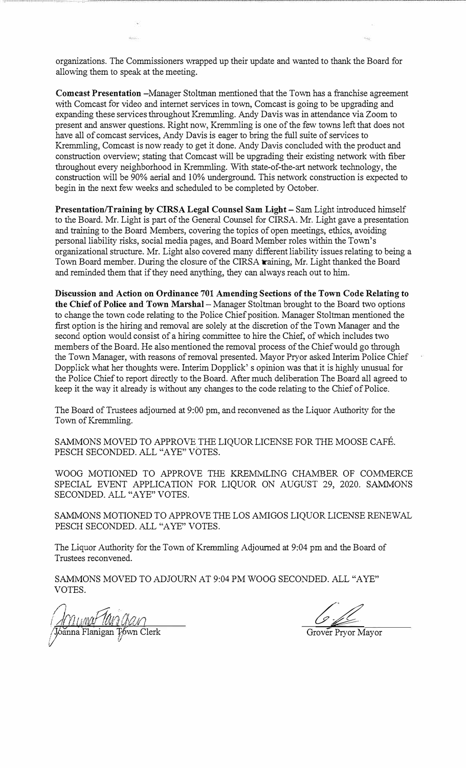organizations. The Commissioners wrapped up their update and wanted to thank the Board for allowing them to speak at the meeting.

**Comcast Presentation** –Manager Stoltman mentioned that the Town has a franchise agreement with Comcast for video and internet services in town, Comcast is going to be upgrading and expanding these services throughout Kremmling. Andy Davis was in attendance via Zoom to present and answer questions. Right now, Kremmling is one of the few towns left that does not have all of comcast services, Andy Davis is eager to bring the full suite of services to Kremmling, Comcast is now ready to get it done. Andy Davis concluded with the product and construction overview; stating that Comcast will be upgrading their existing network with fiber throughout every neighborhood in Kremmling. With state-of-the-art network technology, the construction will be 90% aerial and 10% underground. This network construction is expected to begin in the next few weeks and scheduled to be completed by October.

**Presentation/Training by CIRSA Legal Counsel Sam Light** – Sam Light introduced himself to the Board. Mr. Light is part of the General Counsel for CIRSA. Mr. Light gave a presentation and training to the Board Members, covering the topics of open meetings, ethics, avoiding personal liability risks, social media pages, and Board Member roles within the Town's organizational structure. Mr. Light also covered many different liability issues relating to being a Town Board member. During the closure of the CIRSA training, Mr. Light thanked the Board and reminded them that if they need anything, they can always reach out to him.

**Discussion and Action on Ordinance 701 Amending Sections of the Town Code Relating to the Chief of Police and Town Marshal** – Manager Stoltman brought to the Board two options to change the town code relating to the Police Chief position. Manager Stoltman mentioned the first option is the hiring and removal are solely at the discretion of the Town Manager and the second option would consist of a hiring committee to hire the Chief, of which includes two members of the Board. He also mentioned the removal process of the Chief would go through the Town Manager, with reasons of removal presented. Mayor Pryor asked Interim Police Chief Dopplick what her thoughts were. Interim Dopplick' s opinion was that it is highly unusual for the Police Chief to report directly to the Board. After much deliberation The Board all agreed to keep it the way it already is without any changes to the code relating to the Chief of Police.

The Board of Trustees adjourned at 9:00 pm, and reconvened as the Liquor Authority for the Town of Kremmling.

SAMMONS MOVED TO APPROVE THE LIQUOR LICENSE FOR THE MOOSE CAFÉ. PESCH SECONDED. ALL "AYE" VOTES.

WOOG MOTIONED TO APPROVE THE KREMMLING CHAMBER OF COMMERCE SPECIAL EVENT APPLICATION FOR LIQUOR ON AUGUST 29, 2020. SAMMONS SECONDED. ALL "AYE" VOTES.

SAMMONS MOTIONED TO APPROVE THE LOS AMIGOS LIQUOR LICENSE RENEWAL PESCH SECONDED. ALL "AYE" VOTES.

The Liquor Authority for the Town of Kremmling Adjourned at 9:04 pm and the Board of Trustees reconvened.

SAMMONS MOVED TO ADJOURN AT 9:04 PM WOOG SECONDED. ALL "AYE" VOTES.

Joanna Flanigan Town Clerk

Grover Pryor Mayor